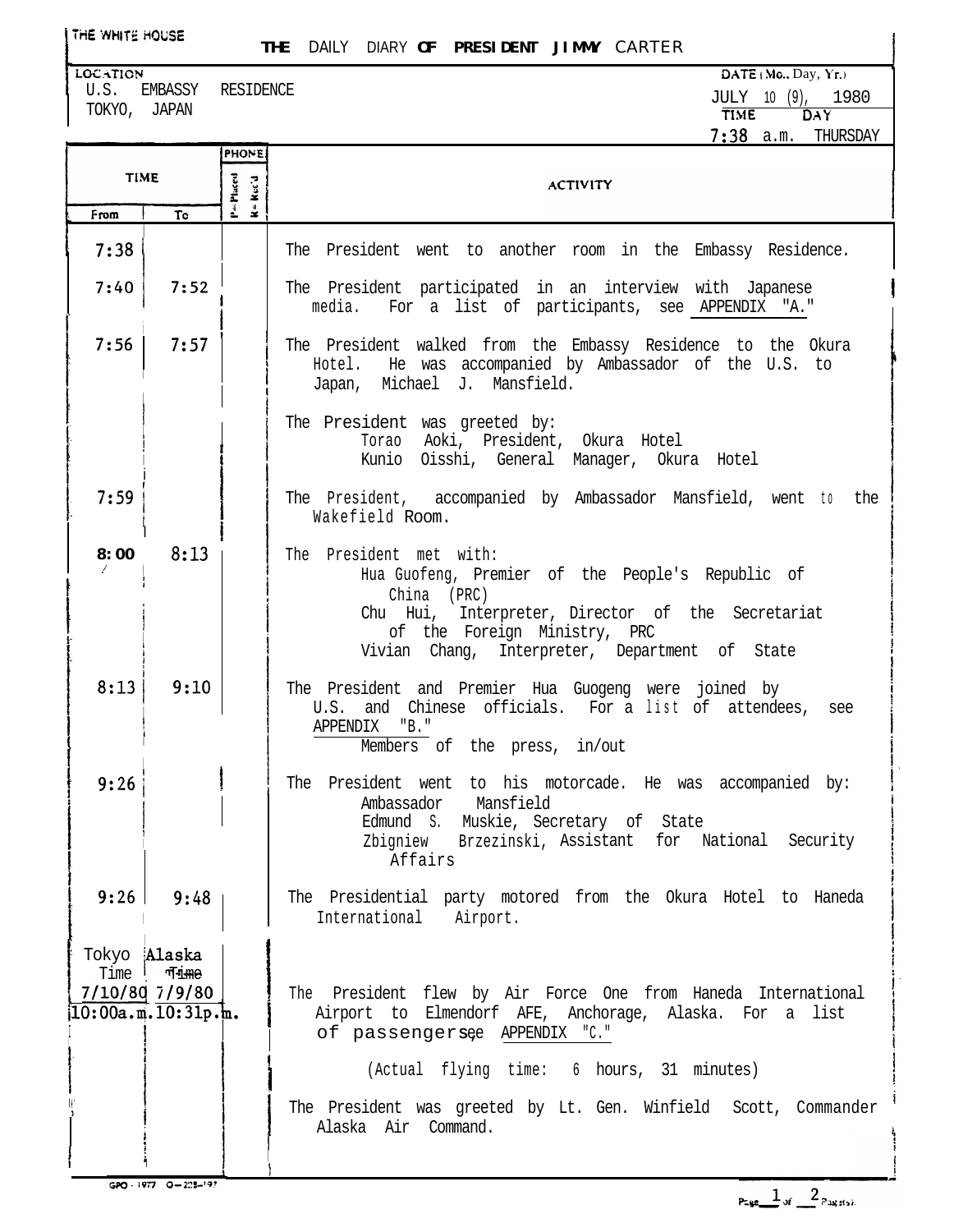THE WHITE HOUSE

# THE DAILY DIARY OF PRESIDENT JIMMY CARTER

**LOCATION**
U.S. EMBASSY RESIDENCE
TOKYO, JAPAN

**DATE (Mo., Day, Yr.)**
JULY 10 (9), 1980

**TIME** 7:38 a.m. **DAY** THURSDAY

| TIME From | TIME To | PHONE P=Placed R=Rec'd | ACTIVITY |
|---|---|---|---|
| 7:38 | | | The President went to another room in the Embassy Residence. |
| 7:40 | 7:52 | | The President participated in an interview with Japanese media. For a list of participants, see APPENDIX "A." |
| 7:56 | 7:57 | | The President walked from the Embassy Residence to the Okura Hotel. He was accompanied by Ambassador of the U.S. to Japan, Michael J. Mansfield. |
| | | | The President was greeted by:<br>Torao Aoki, President, Okura Hotel<br>Kunio Oisshi, General Manager, Okura Hotel |
| 7:59 | | | The President, accompanied by Ambassador Mansfield, went to the Wakefield Room. |
| 8:00 | 8:13 | | The President met with:<br>Hua Guofeng, Premier of the People's Republic of China (PRC)<br>Chu Hui, Interpreter, Director of the Secretariat of the Foreign Ministry, PRC<br>Vivian Chang, Interpreter, Department of State |
| 8:13 | 9:10 | | The President and Premier Hua Guogeng were joined by U.S. and Chinese officials. For a list of attendees, see APPENDIX "B."<br>Members of the press, in/out |
| 9:26 | | | The President went to his motorcade. He was accompanied by:<br>Ambassador Mansfield<br>Edmund S. Muskie, Secretary of State<br>Zbigniew Brzezinski, Assistant for National Security Affairs |
| 9:26 | 9:48 | | The Presidential party motored from the Okura Hotel to Haneda International Airport. |
| Tokyo Time 7/10/80 10:00a.m. | Alaska Time 7/9/80 10:31p.m. | | The President flew by Air Force One from Haneda International Airport to Elmendorf AFE, Anchorage, Alaska. For a list of passengers see APPENDIX "C."<br>(Actual flying time: 6 hours, 31 minutes) |
| | | | The President was greeted by Lt. Gen. Winfield Scott, Commander Alaska Air Command. |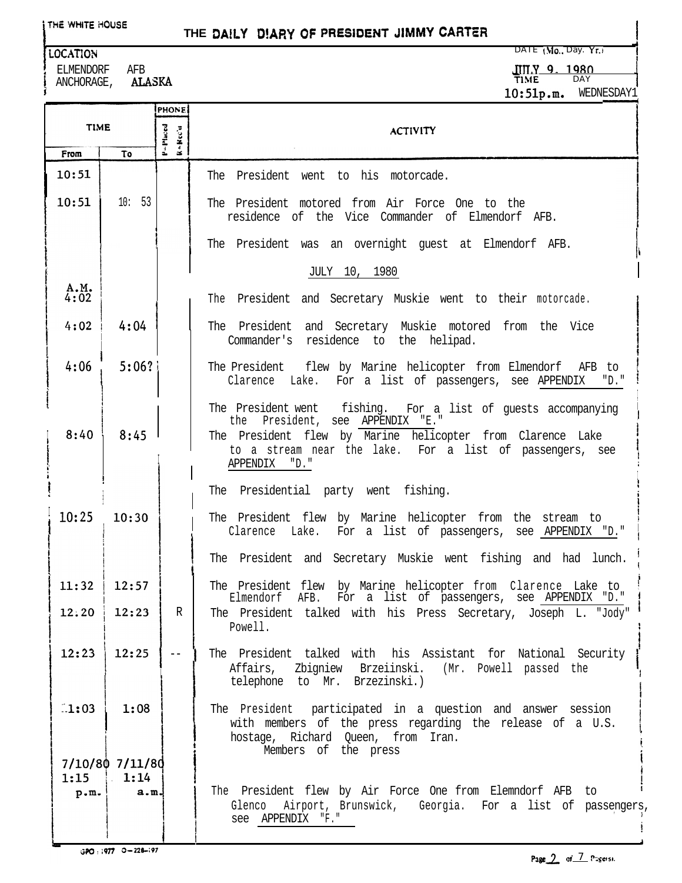THE WHITE HOUSE

# THE DAILY DIARY OF PRESIDENT JIMMY CARTER

LOCATION
ELMENDORF AFB
ANCHORAGE, ALASKA

DATE (Mo., Day, Yr.)
JULY 9, 1980

TIME 10:51p.m. DAY WEDNESDAY

| TIME From | TIME To | PHONE P=Placed R=Rec'd | ACTIVITY |
|---|---|---|---|
| 10:51 | | | The President went to his motorcade. |
| 10:51 | 10:53 | | The President motored from Air Force One to the residence of the Vice Commander of Elmendorf AFB. |
| | | | The President was an overnight guest at Elmendorf AFB. |
| | | | JULY 10, 1980 |
| A.M. 4:02 | | | The President and Secretary Muskie went to their motorcade. |
| 4:02 | 4:04 | | The President and Secretary Muskie motored from the Vice Commander's residence to the helipad. |
| 4:06 | 5:06? | | The President flew by Marine helicopter from Elmendorf AFB to Clarence Lake. For a list of passengers, see APPENDIX "D." |
| | | | The President went fishing. For a list of guests accompanying the President, see APPENDIX "E." |
| 8:40 | 8:45 | | The President flew by Marine helicopter from Clarence Lake to a stream near the lake. For a list of passengers, see APPENDIX "D." |
| | | | The Presidential party went fishing. |
| 10:25 | 10:30 | | The President flew by Marine helicopter from the stream to Clarence Lake. For a list of passengers, see APPENDIX "D." |
| | | | The President and Secretary Muskie went fishing and had lunch. |
| 11:32 | 12:57 | | The President flew by Marine helicopter from Clarence Lake to Elmendorf AFB. For a list of passengers, see APPENDIX "D." |
| 12:20 | 12:23 | R | The President talked with his Press Secretary, Joseph L. "Jody" Powell. |
| 12:23 | 12:25 | -- | The President talked with his Assistant for National Security Affairs, Zbigniew Brzeiinski. (Mr. Powell passed the telephone to Mr. Brzezinski.) |
| 1:03 | 1:08 | | The President participated in a question and answer session with members of the press regarding the release of a U.S. hostage, Richard Queen, from Iran. Members of the press |
| 7/10/80 1:15 p.m. | 7/11/80 1:14 a.m. | | The President flew by Air Force One from Elemndorf AFB to Glenco Airport, Brunswick, Georgia. For a list of passengers, see APPENDIX "F." |